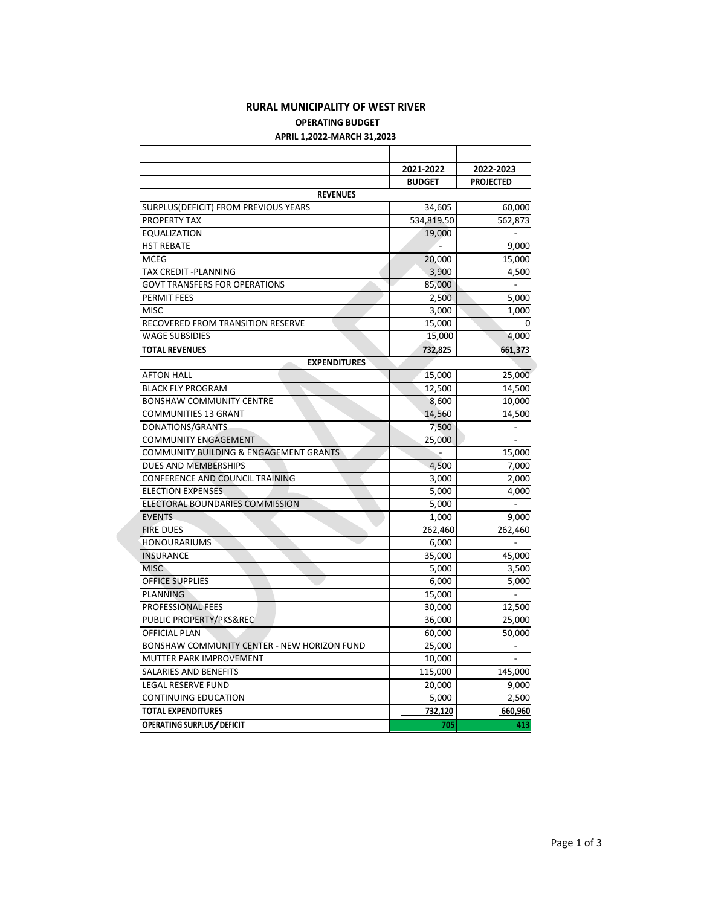# RURAL MUNICIPALITY OF WEST RIVER

## OPERATING BUDGET

### APRIL 1,2022-MARCH 31,2023

| | 2021-2022 | 2022-2023 |
|---|---|---|
| | **BUDGET** | **PROJECTED** |
| **REVENUES** | | |
| SURPLUS(DEFICIT) FROM PREVIOUS YEARS | 34,605 | 60,000 |
| PROPERTY TAX | 534,819.50 | 562,873 |
| EQUALIZATION | 19,000 | - |
| HST REBATE | - | 9,000 |
| MCEG | 20,000 | 15,000 |
| TAX CREDIT -PLANNING | 3,900 | 4,500 |
| GOVT TRANSFERS FOR OPERATIONS | 85,000 | - |
| PERMIT FEES | 2,500 | 5,000 |
| MISC | 3,000 | 1,000 |
| RECOVERED FROM TRANSITION RESERVE | 15,000 | 0 |
| WAGE SUBSIDIES | 15,000 | 4,000 |
| **TOTAL REVENUES** | **732,825** | **661,373** |
| **EXPENDITURES** | | |
| AFTON HALL | 15,000 | 25,000 |
| BLACK FLY PROGRAM | 12,500 | 14,500 |
| BONSHAW COMMUNITY CENTRE | 8,600 | 10,000 |
| COMMUNITIES 13 GRANT | 14,560 | 14,500 |
| DONATIONS/GRANTS | 7,500 | - |
| COMMUNITY ENGAGEMENT | 25,000 | - |
| COMMUNITY BUILDING & ENGAGEMENT GRANTS | - | 15,000 |
| DUES AND MEMBERSHIPS | 4,500 | 7,000 |
| CONFERENCE AND COUNCIL TRAINING | 3,000 | 2,000 |
| ELECTION EXPENSES | 5,000 | 4,000 |
| ELECTORAL BOUNDARIES COMMISSION | 5,000 | - |
| EVENTS | 1,000 | 9,000 |
| FIRE DUES | 262,460 | 262,460 |
| HONOURARIUMS | 6,000 | - |
| INSURANCE | 35,000 | 45,000 |
| MISC | 5,000 | 3,500 |
| OFFICE SUPPLIES | 6,000 | 5,000 |
| PLANNING | 15,000 | - |
| PROFESSIONAL FEES | 30,000 | 12,500 |
| PUBLIC PROPERTY/PKS&REC | 36,000 | 25,000 |
| OFFICIAL PLAN | 60,000 | 50,000 |
| BONSHAW COMMUNITY CENTER - NEW HORIZON FUND | 25,000 | - |
| MUTTER PARK IMPROVEMENT | 10,000 | - |
| SALARIES AND BENEFITS | 115,000 | 145,000 |
| LEGAL RESERVE FUND | 20,000 | 9,000 |
| CONTINUING EDUCATION | 5,000 | 2,500 |
| **TOTAL EXPENDITURES** | **732,120** | **660,960** |
| **OPERATING SURPLUS/DEFICIT** | **705** | **413** |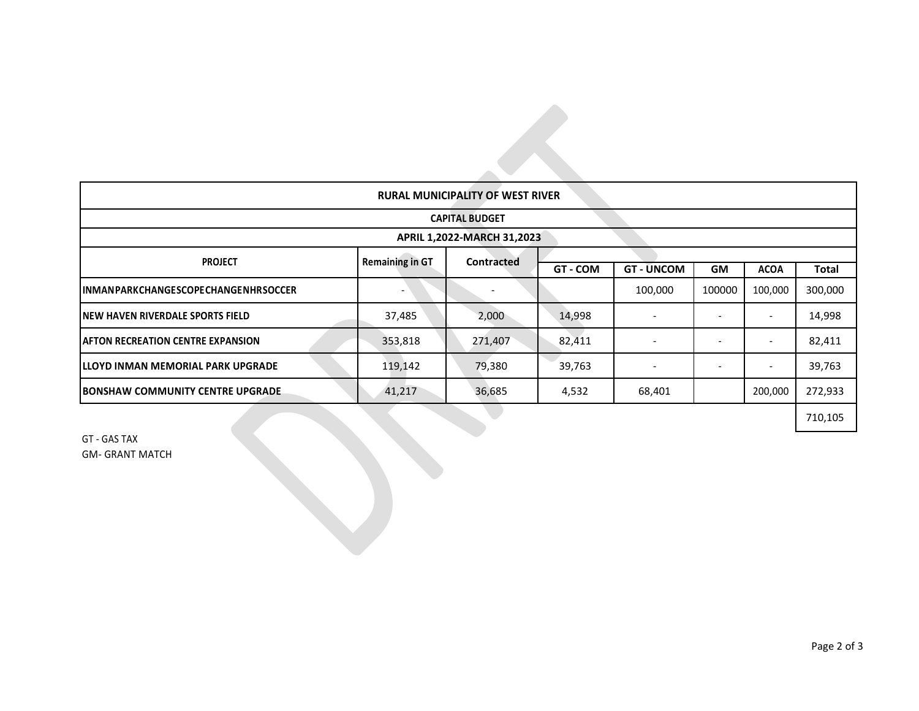| RURAL MUNICIPALITY OF WEST RIVER | | | | | | | |
|---|---|---|---|---|---|---|---|
| CAPITAL BUDGET | | | | | | | |
| APRIL 1,2022-MARCH 31,2023 | | | | | | | |
| PROJECT | Remaining in GT | Contracted | GT - COM | GT - UNCOM | GM | ACOA | Total |
| INMANPARKCHANGESCOPECHANGENHRSOCCER | - | - | | 100,000 | 100000 | 100,000 | 300,000 |
| NEW HAVEN RIVERDALE SPORTS FIELD | 37,485 | 2,000 | 14,998 | - | - | - | 14,998 |
| AFTON RECREATION CENTRE EXPANSION | 353,818 | 271,407 | 82,411 | - | - | - | 82,411 |
| LLOYD INMAN MEMORIAL PARK UPGRADE | 119,142 | 79,380 | 39,763 | - | - | - | 39,763 |
| BONSHAW COMMUNITY CENTRE UPGRADE | 41,217 | 36,685 | 4,532 | 68,401 | | 200,000 | 272,933 |
| | | | | | | | 710,105 |

GT - GAS TAX
GM- GRANT MATCH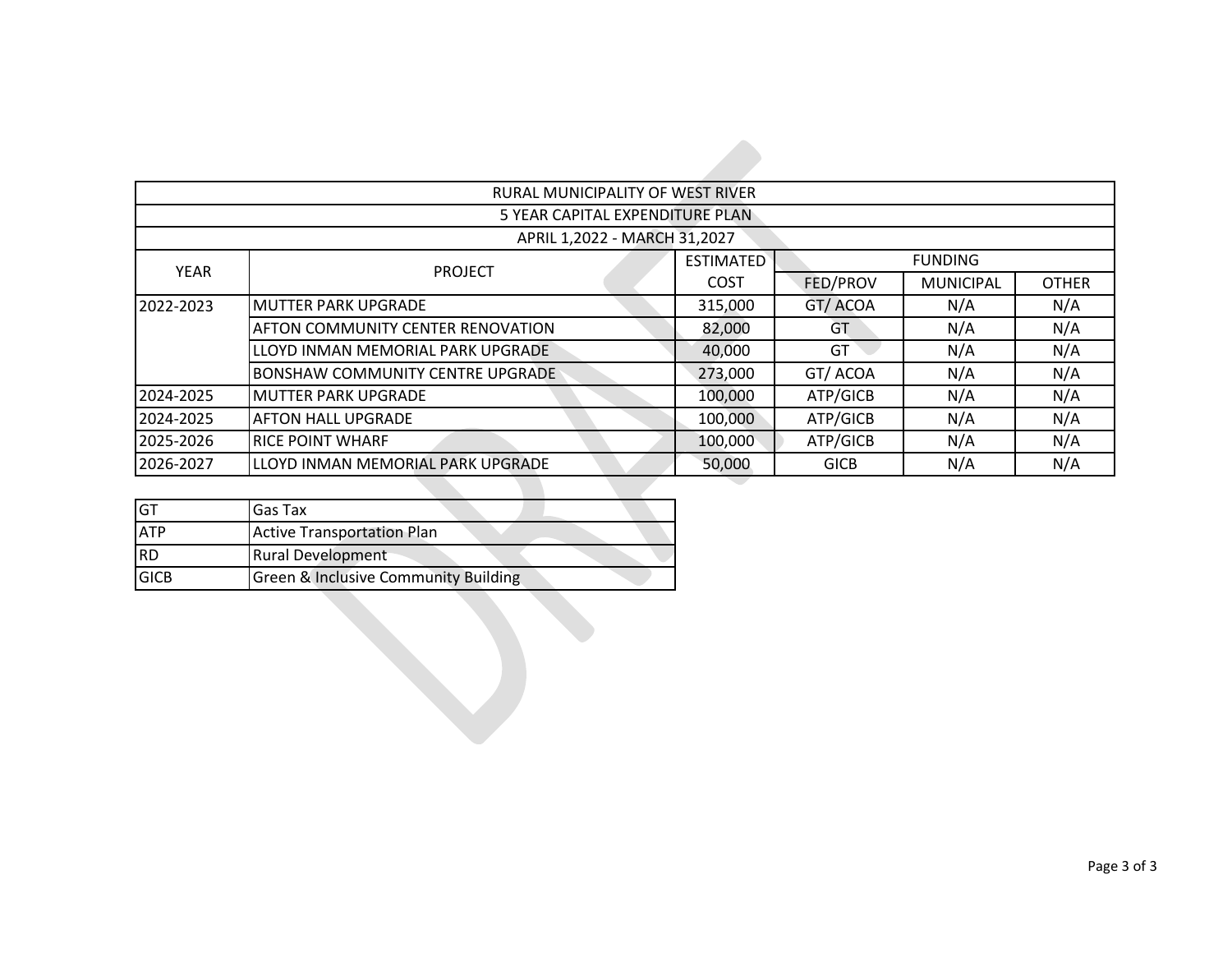| RURAL MUNICIPALITY OF WEST RIVER | | | | | |
|---|---|---|---|---|---|
| 5 YEAR CAPITAL EXPENDITURE PLAN | | | | | |
| APRIL 1,2022 - MARCH 31,2027 | | | | | |
| YEAR | PROJECT | ESTIMATED | FUNDING | | |
| | | COST | FED/PROV | MUNICIPAL | OTHER |
| 2022-2023 | MUTTER PARK UPGRADE | 315,000 | GT/ ACOA | N/A | N/A |
| | AFTON COMMUNITY CENTER RENOVATION | 82,000 | GT | N/A | N/A |
| | LLOYD INMAN MEMORIAL PARK UPGRADE | 40,000 | GT | N/A | N/A |
| | BONSHAW COMMUNITY CENTRE UPGRADE | 273,000 | GT/ ACOA | N/A | N/A |
| 2024-2025 | MUTTER PARK UPGRADE | 100,000 | ATP/GICB | N/A | N/A |
| 2024-2025 | AFTON HALL UPGRADE | 100,000 | ATP/GICB | N/A | N/A |
| 2025-2026 | RICE POINT WHARF | 100,000 | ATP/GICB | N/A | N/A |
| 2026-2027 | LLOYD INMAN MEMORIAL PARK UPGRADE | 50,000 | GICB | N/A | N/A |

| | |
|---|---|
| GT | Gas Tax |
| ATP | Active Transportation Plan |
| RD | Rural Development |
| GICB | Green & Inclusive Community Building |